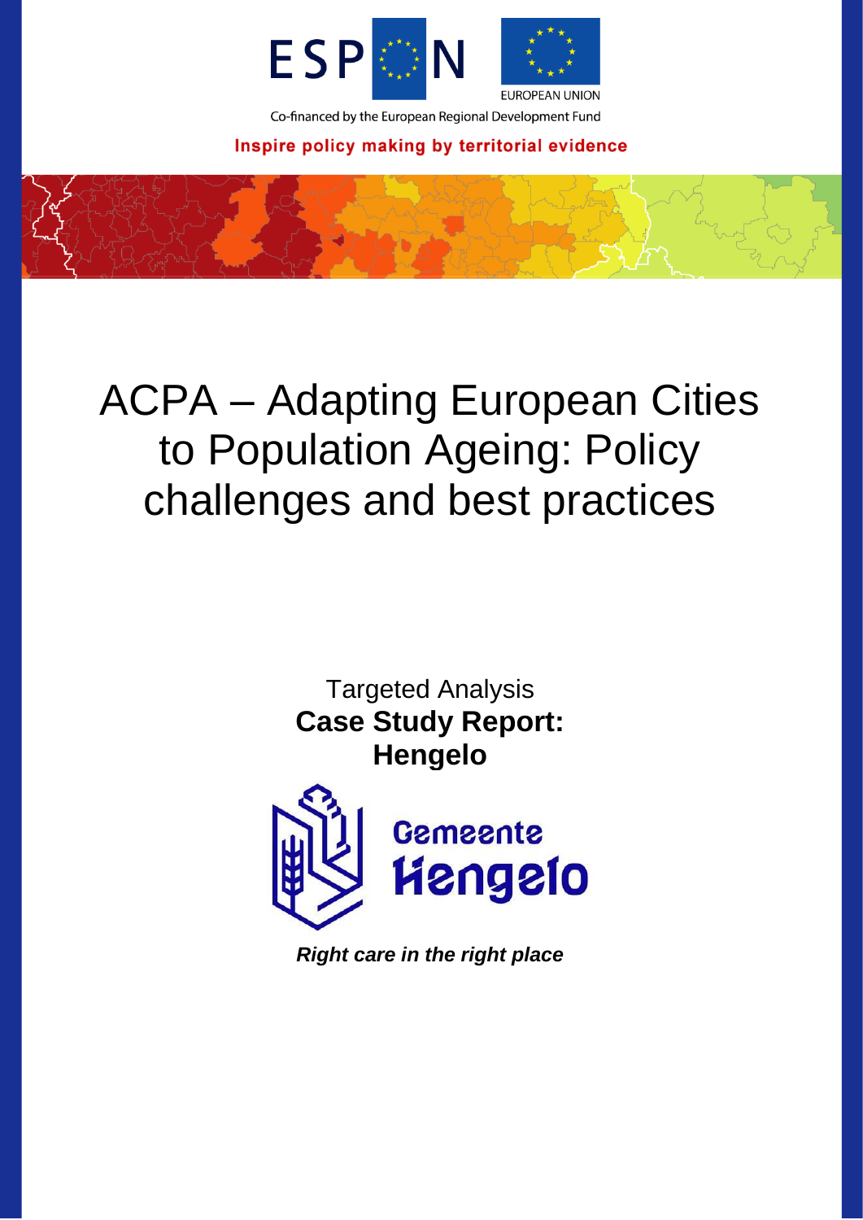ESPON

EUROPEAN UNION

Co-financed by the European Regional Development Fund

Inspire policy making by territorial evidence

# ACPA – Adapting European Cities to Population Ageing: Policy challenges and best practices

Targeted Analysis

**Case Study Report: Hengelo**

Gemeente Hengelo

***Right care in the right place***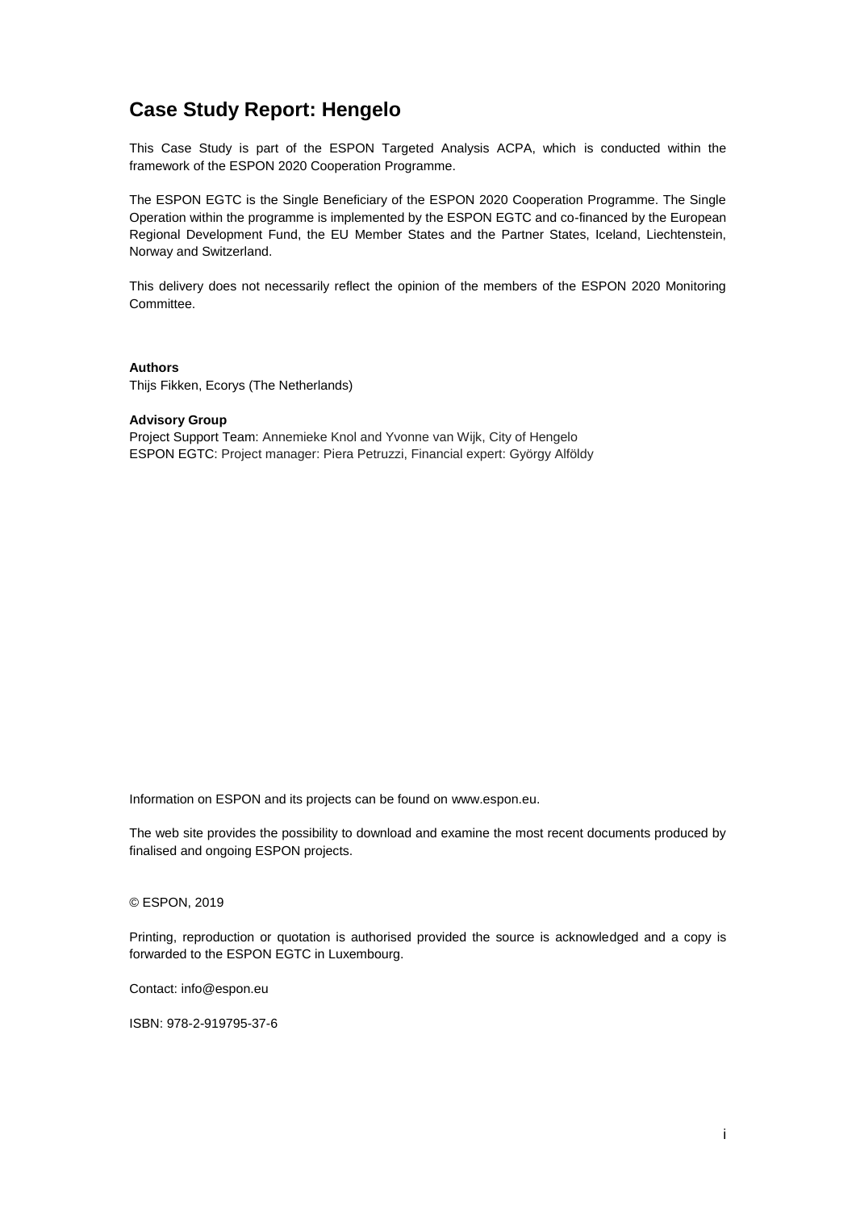# Case Study Report: Hengelo

This Case Study is part of the ESPON Targeted Analysis ACPA, which is conducted within the framework of the ESPON 2020 Cooperation Programme.

The ESPON EGTC is the Single Beneficiary of the ESPON 2020 Cooperation Programme. The Single Operation within the programme is implemented by the ESPON EGTC and co-financed by the European Regional Development Fund, the EU Member States and the Partner States, Iceland, Liechtenstein, Norway and Switzerland.

This delivery does not necessarily reflect the opinion of the members of the ESPON 2020 Monitoring Committee.

**Authors**
Thijs Fikken, Ecorys (The Netherlands)

**Advisory Group**
Project Support Team: Annemieke Knol and Yvonne van Wijk, City of Hengelo
ESPON EGTC: Project manager: Piera Petruzzi, Financial expert: György Alföldy

Information on ESPON and its projects can be found on www.espon.eu.

The web site provides the possibility to download and examine the most recent documents produced by finalised and ongoing ESPON projects.

© ESPON, 2019

Printing, reproduction or quotation is authorised provided the source is acknowledged and a copy is forwarded to the ESPON EGTC in Luxembourg.

Contact: info@espon.eu

ISBN: 978-2-919795-37-6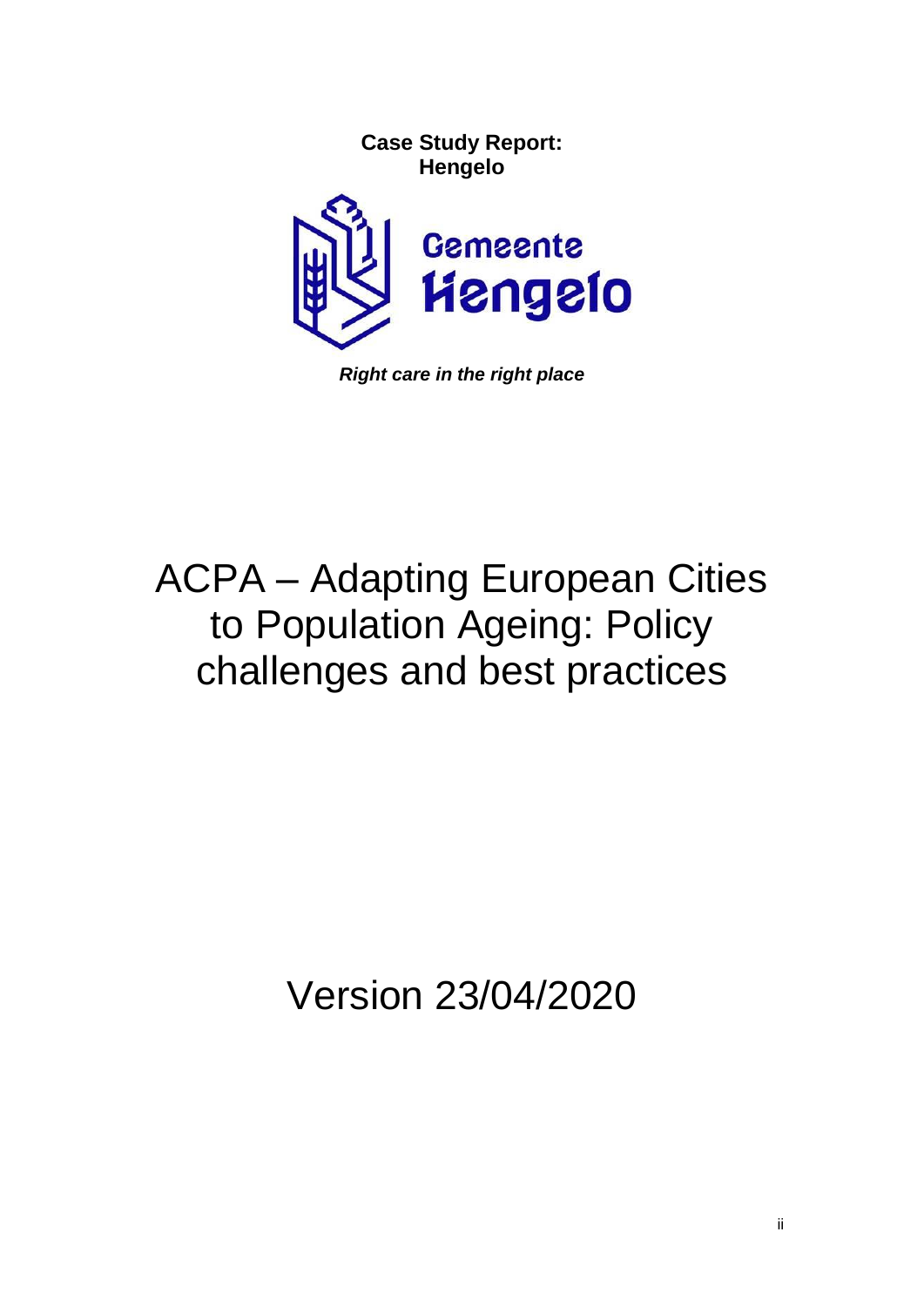**Case Study Report:**
**Hengelo**

Gemeente Hengelo

***Right care in the right place***

# ACPA – Adapting European Cities to Population Ageing: Policy challenges and best practices

Version 23/04/2020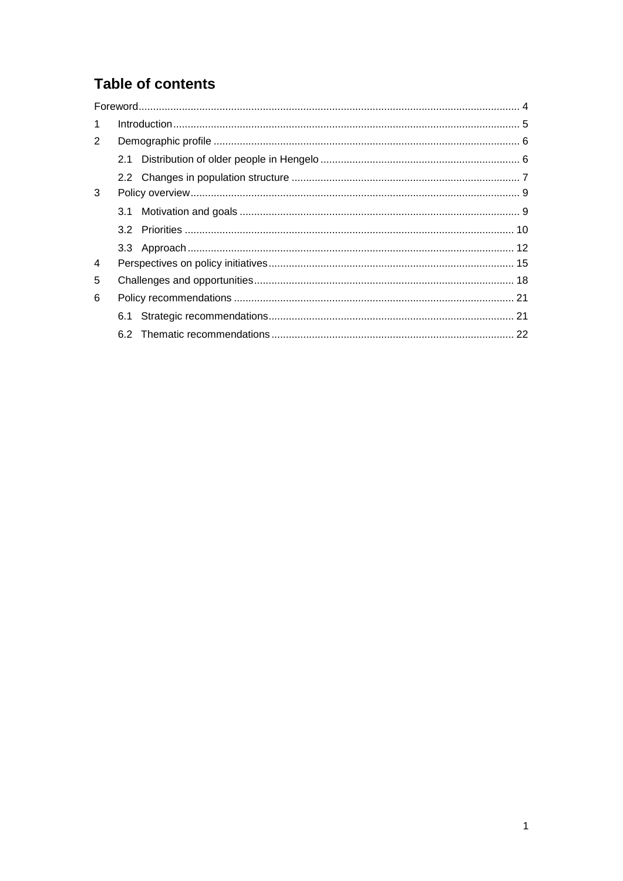# Table of contents

Foreword ........................................................................................................................ 4

1 Introduction ................................................................................................................ 5

2 Demographic profile ................................................................................................... 6

- 2.1 Distribution of older people in Hengelo ................................................................. 6
- 2.2 Changes in population structure ........................................................................... 7

3 Policy overview ............................................................................................................ 9

- 3.1 Motivation and goals ............................................................................................ 9
- 3.2 Priorities ............................................................................................................ 10
- 3.3 Approach ........................................................................................................... 12

4 Perspectives on policy initiatives ............................................................................... 15

5 Challenges and opportunities ..................................................................................... 18

6 Policy recommendations ........................................................................................... 21

- 6.1 Strategic recommendations ................................................................................ 21
- 6.2 Thematic recommendations ............................................................................... 22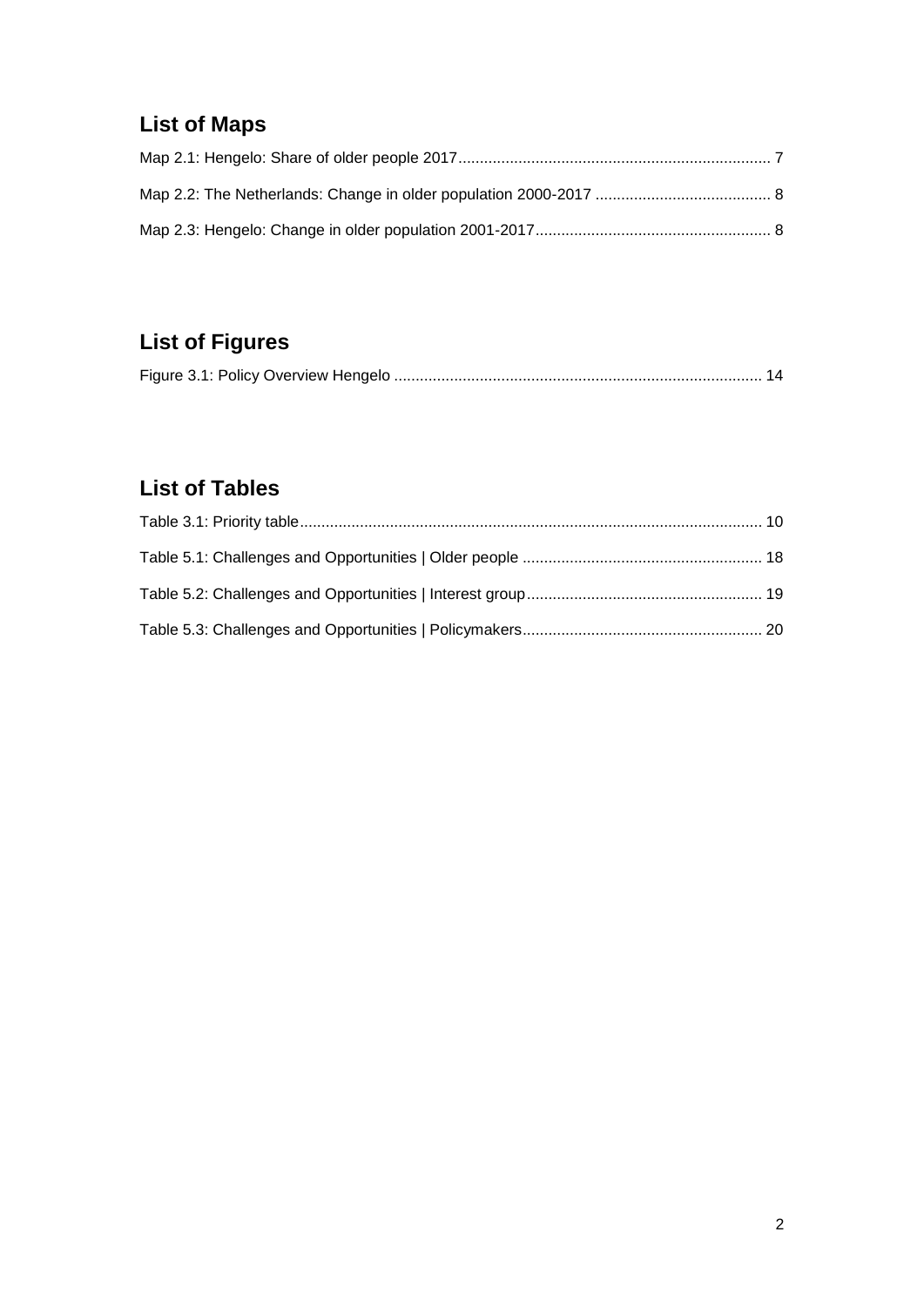## List of Maps

Map 2.1: Hengelo: Share of older people 2017 ........................................................................ 7

Map 2.2: The Netherlands: Change in older population 2000-2017 ......................................... 8

Map 2.3: Hengelo: Change in older population 2001-2017 ...................................................... 8

## List of Figures

Figure 3.1: Policy Overview Hengelo ..................................................................................... 14

## List of Tables

Table 3.1: Priority table ........................................................................................................... 10

Table 5.1: Challenges and Opportunities | Older people ........................................................ 18

Table 5.2: Challenges and Opportunities | Interest group ....................................................... 19

Table 5.3: Challenges and Opportunities | Policymakers ........................................................ 20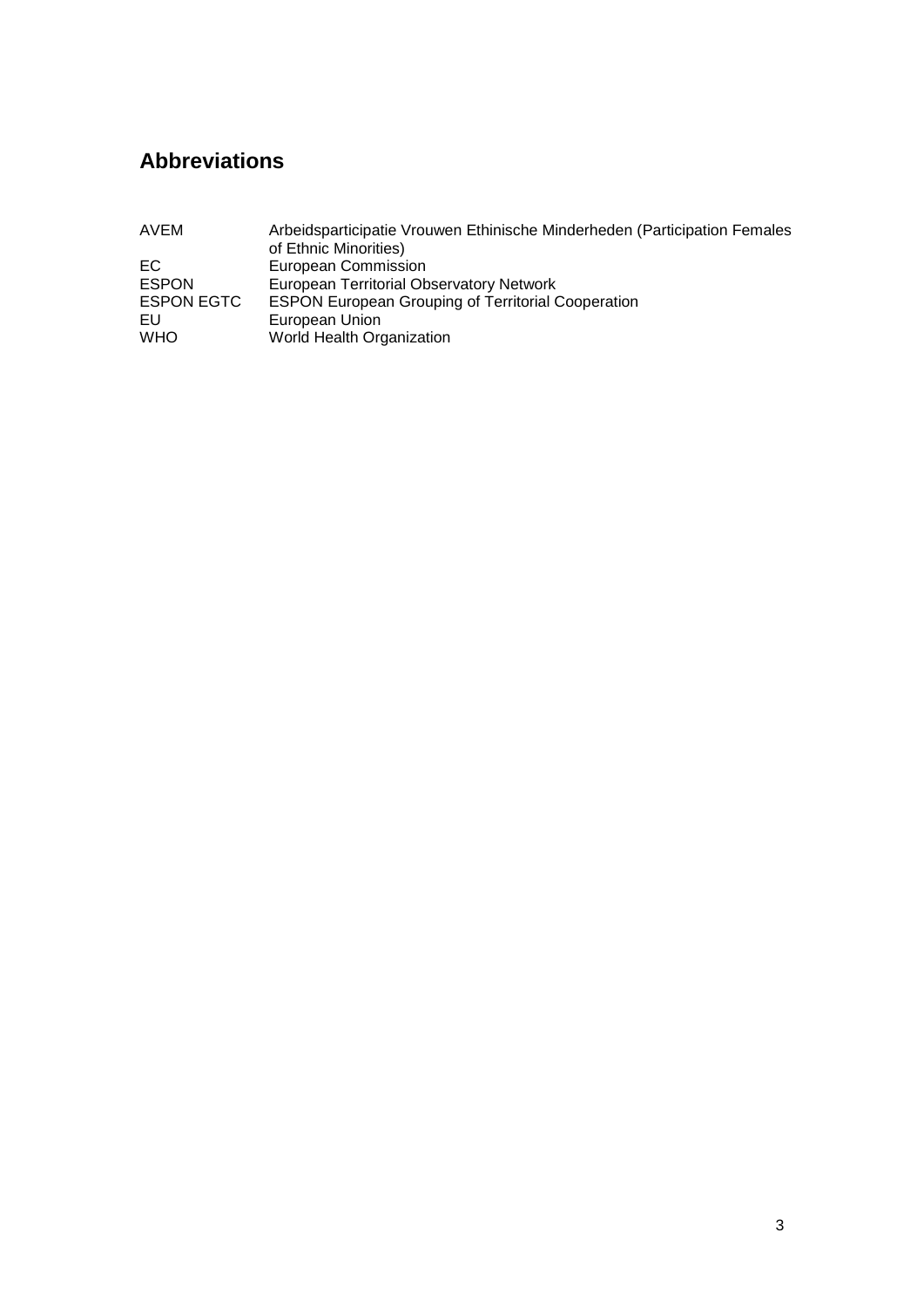## Abbreviations

| | |
|---|---|
| AVEM | Arbeidsparticipatie Vrouwen Ethinische Minderheden (Participation Females of Ethnic Minorities) |
| EC | European Commission |
| ESPON | European Territorial Observatory Network |
| ESPON EGTC | ESPON European Grouping of Territorial Cooperation |
| EU | European Union |
| WHO | World Health Organization |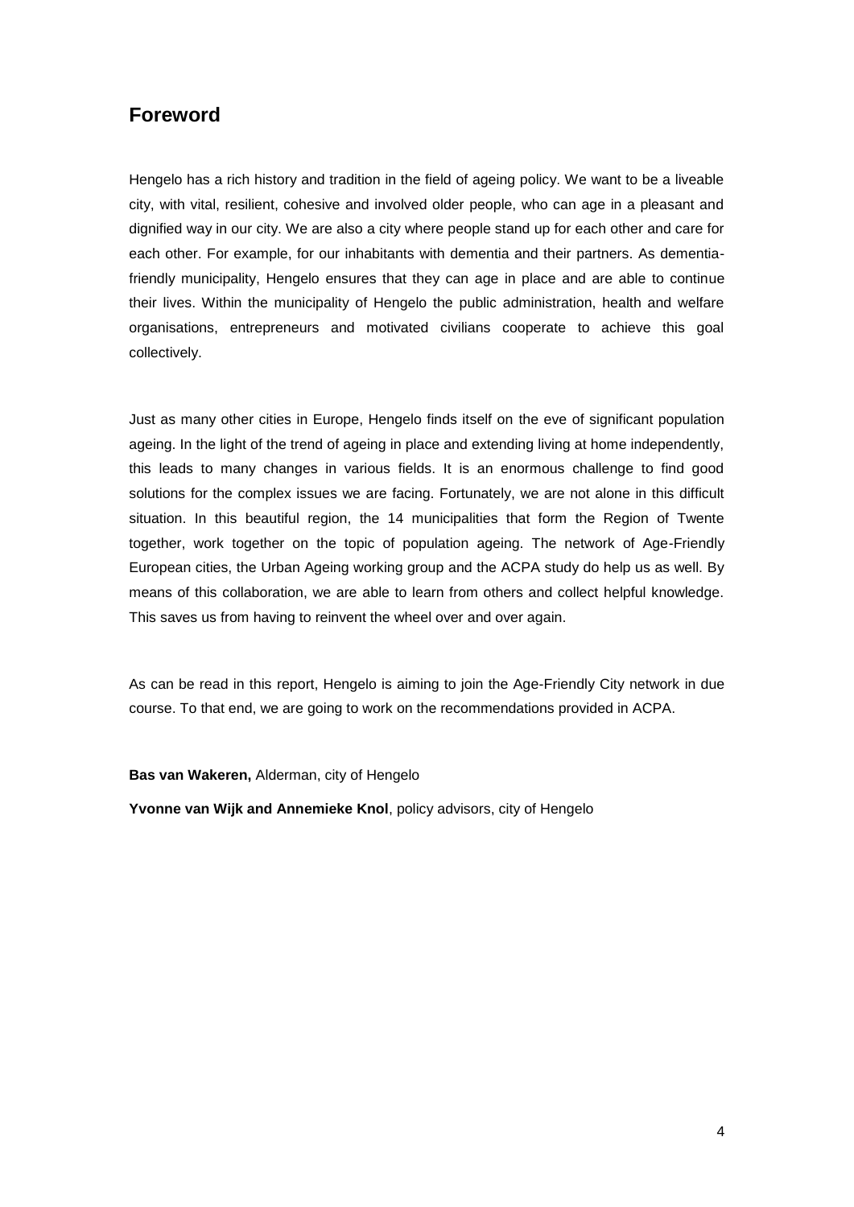## Foreword

Hengelo has a rich history and tradition in the field of ageing policy. We want to be a liveable city, with vital, resilient, cohesive and involved older people, who can age in a pleasant and dignified way in our city. We are also a city where people stand up for each other and care for each other. For example, for our inhabitants with dementia and their partners. As dementia-friendly municipality, Hengelo ensures that they can age in place and are able to continue their lives. Within the municipality of Hengelo the public administration, health and welfare organisations, entrepreneurs and motivated civilians cooperate to achieve this goal collectively.

Just as many other cities in Europe, Hengelo finds itself on the eve of significant population ageing. In the light of the trend of ageing in place and extending living at home independently, this leads to many changes in various fields. It is an enormous challenge to find good solutions for the complex issues we are facing. Fortunately, we are not alone in this difficult situation. In this beautiful region, the 14 municipalities that form the Region of Twente together, work together on the topic of population ageing. The network of Age-Friendly European cities, the Urban Ageing working group and the ACPA study do help us as well. By means of this collaboration, we are able to learn from others and collect helpful knowledge. This saves us from having to reinvent the wheel over and over again.

As can be read in this report, Hengelo is aiming to join the Age-Friendly City network in due course. To that end, we are going to work on the recommendations provided in ACPA.

**Bas van Wakeren,** Alderman, city of Hengelo

**Yvonne van Wijk and Annemieke Knol**, policy advisors, city of Hengelo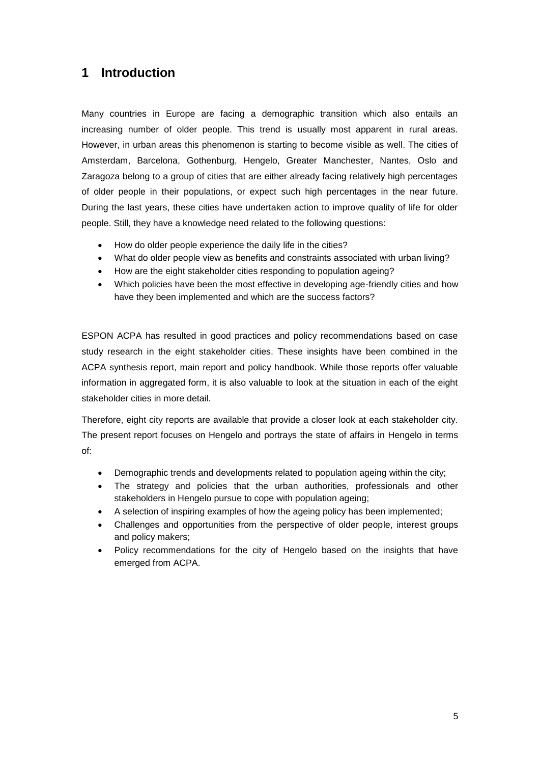# 1 Introduction

Many countries in Europe are facing a demographic transition which also entails an increasing number of older people. This trend is usually most apparent in rural areas. However, in urban areas this phenomenon is starting to become visible as well. The cities of Amsterdam, Barcelona, Gothenburg, Hengelo, Greater Manchester, Nantes, Oslo and Zaragoza belong to a group of cities that are either already facing relatively high percentages of older people in their populations, or expect such high percentages in the near future. During the last years, these cities have undertaken action to improve quality of life for older people. Still, they have a knowledge need related to the following questions:

- How do older people experience the daily life in the cities?
- What do older people view as benefits and constraints associated with urban living?
- How are the eight stakeholder cities responding to population ageing?
- Which policies have been the most effective in developing age-friendly cities and how have they been implemented and which are the success factors?

ESPON ACPA has resulted in good practices and policy recommendations based on case study research in the eight stakeholder cities. These insights have been combined in the ACPA synthesis report, main report and policy handbook. While those reports offer valuable information in aggregated form, it is also valuable to look at the situation in each of the eight stakeholder cities in more detail.

Therefore, eight city reports are available that provide a closer look at each stakeholder city. The present report focuses on Hengelo and portrays the state of affairs in Hengelo in terms of:

- Demographic trends and developments related to population ageing within the city;
- The strategy and policies that the urban authorities, professionals and other stakeholders in Hengelo pursue to cope with population ageing;
- A selection of inspiring examples of how the ageing policy has been implemented;
- Challenges and opportunities from the perspective of older people, interest groups and policy makers;
- Policy recommendations for the city of Hengelo based on the insights that have emerged from ACPA.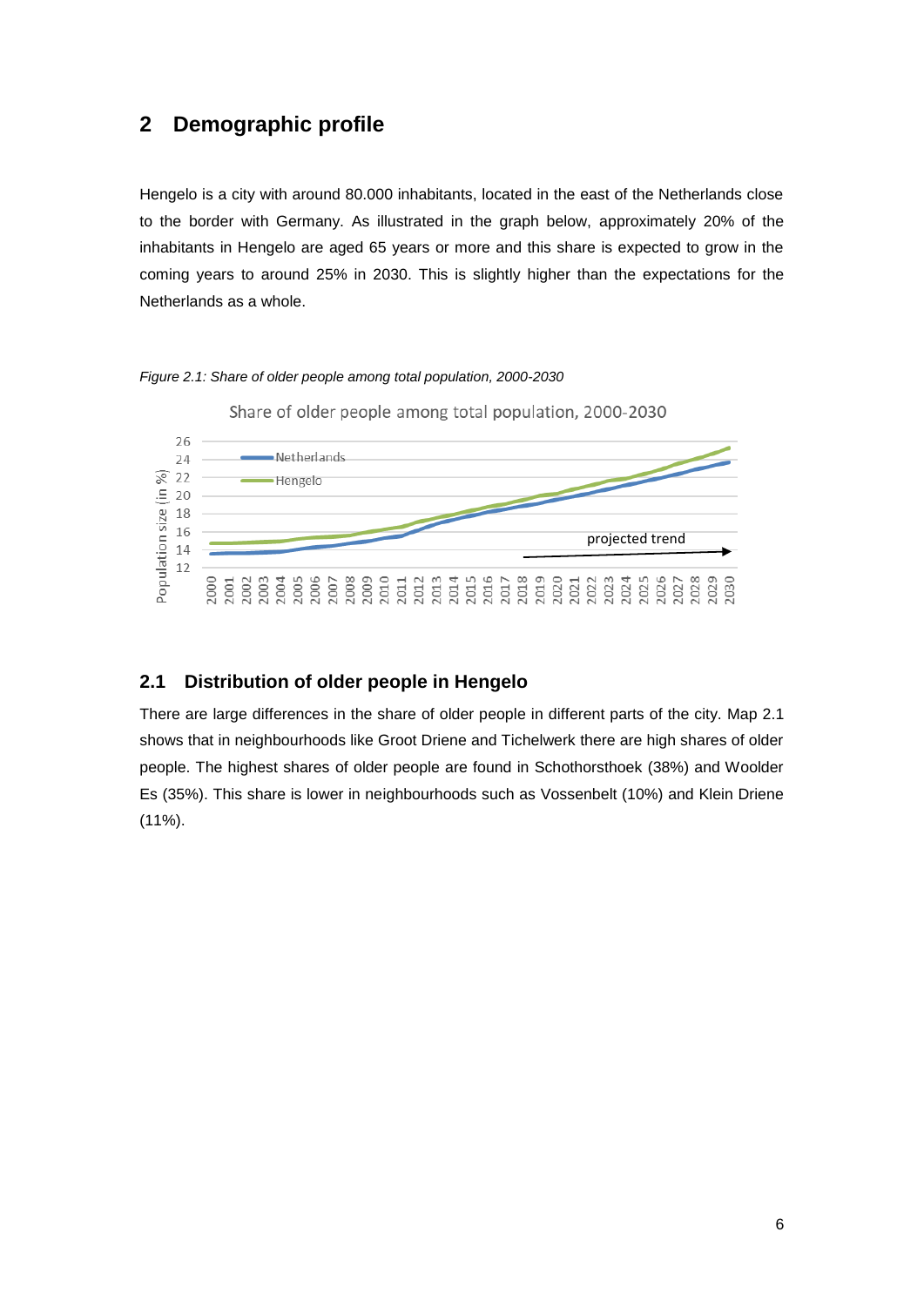# 2 Demographic profile

Hengelo is a city with around 80.000 inhabitants, located in the east of the Netherlands close to the border with Germany. As illustrated in the graph below, approximately 20% of the inhabitants in Hengelo are aged 65 years or more and this share is expected to grow in the coming years to around 25% in 2030. This is slightly higher than the expectations for the Netherlands as a whole.

*Figure 2.1: Share of older people among total population, 2000-2030*

## 2.1 Distribution of older people in Hengelo

There are large differences in the share of older people in different parts of the city. Map 2.1 shows that in neighbourhoods like Groot Driene and Tichelwerk there are high shares of older people. The highest shares of older people are found in Schothorsthoek (38%) and Woolder Es (35%). This share is lower in neighbourhoods such as Vossenbelt (10%) and Klein Driene (11%).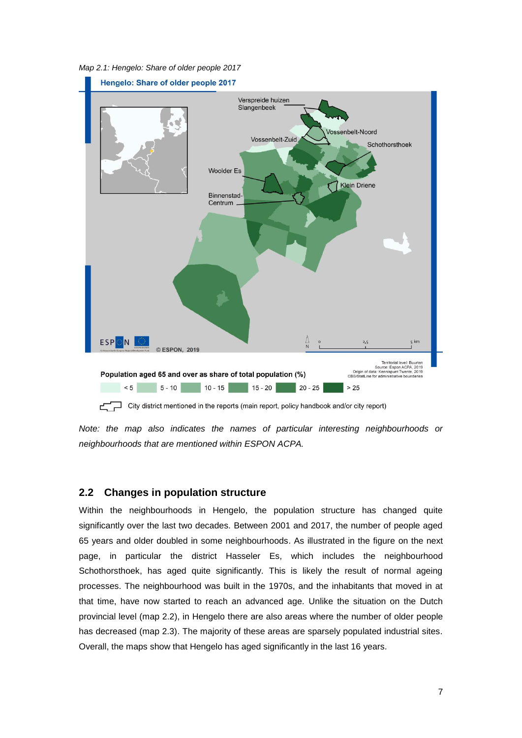*Map 2.1: Hengelo: Share of older people 2017*

*Note: the map also indicates the names of particular interesting neighbourhoods or neighbourhoods that are mentioned within ESPON ACPA.*

## 2.2 Changes in population structure

Within the neighbourhoods in Hengelo, the population structure has changed quite significantly over the last two decades. Between 2001 and 2017, the number of people aged 65 years and older doubled in some neighbourhoods. As illustrated in the figure on the next page, in particular the district Hasseler Es, which includes the neighbourhood Schothorsthoek, has aged quite significantly. This is likely the result of normal ageing processes. The neighbourhood was built in the 1970s, and the inhabitants that moved in at that time, have now started to reach an advanced age. Unlike the situation on the Dutch provincial level (map 2.2), in Hengelo there are also areas where the number of older people has decreased (map 2.3). The majority of these areas are sparsely populated industrial sites. Overall, the maps show that Hengelo has aged significantly in the last 16 years.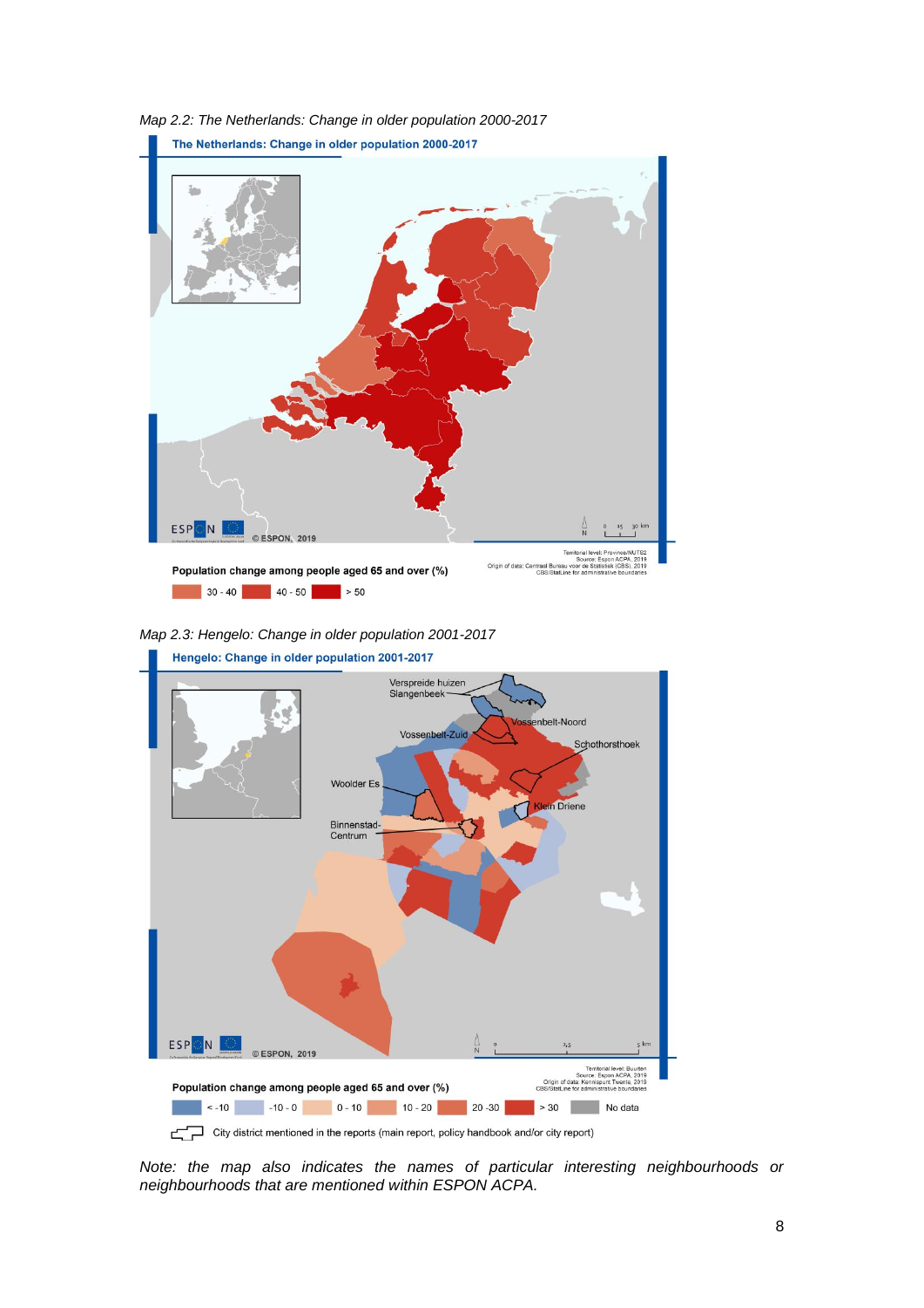*Map 2.2: The Netherlands: Change in older population 2000-2017*

*Map 2.3: Hengelo: Change in older population 2001-2017*

*Note: the map also indicates the names of particular interesting neighbourhoods or neighbourhoods that are mentioned within ESPON ACPA.*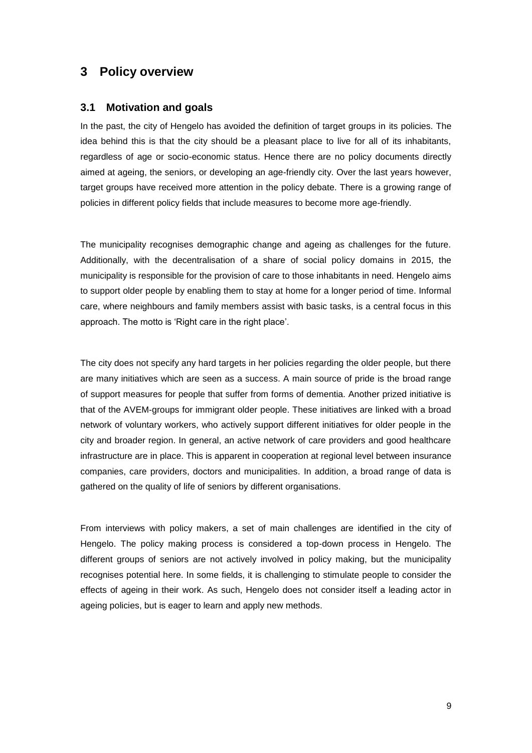# 3 Policy overview

## 3.1 Motivation and goals

In the past, the city of Hengelo has avoided the definition of target groups in its policies. The idea behind this is that the city should be a pleasant place to live for all of its inhabitants, regardless of age or socio-economic status. Hence there are no policy documents directly aimed at ageing, the seniors, or developing an age-friendly city. Over the last years however, target groups have received more attention in the policy debate. There is a growing range of policies in different policy fields that include measures to become more age-friendly.

The municipality recognises demographic change and ageing as challenges for the future. Additionally, with the decentralisation of a share of social policy domains in 2015, the municipality is responsible for the provision of care to those inhabitants in need. Hengelo aims to support older people by enabling them to stay at home for a longer period of time. Informal care, where neighbours and family members assist with basic tasks, is a central focus in this approach. The motto is 'Right care in the right place'.

The city does not specify any hard targets in her policies regarding the older people, but there are many initiatives which are seen as a success. A main source of pride is the broad range of support measures for people that suffer from forms of dementia. Another prized initiative is that of the AVEM-groups for immigrant older people. These initiatives are linked with a broad network of voluntary workers, who actively support different initiatives for older people in the city and broader region. In general, an active network of care providers and good healthcare infrastructure are in place. This is apparent in cooperation at regional level between insurance companies, care providers, doctors and municipalities. In addition, a broad range of data is gathered on the quality of life of seniors by different organisations.

From interviews with policy makers, a set of main challenges are identified in the city of Hengelo. The policy making process is considered a top-down process in Hengelo. The different groups of seniors are not actively involved in policy making, but the municipality recognises potential here. In some fields, it is challenging to stimulate people to consider the effects of ageing in their work. As such, Hengelo does not consider itself a leading actor in ageing policies, but is eager to learn and apply new methods.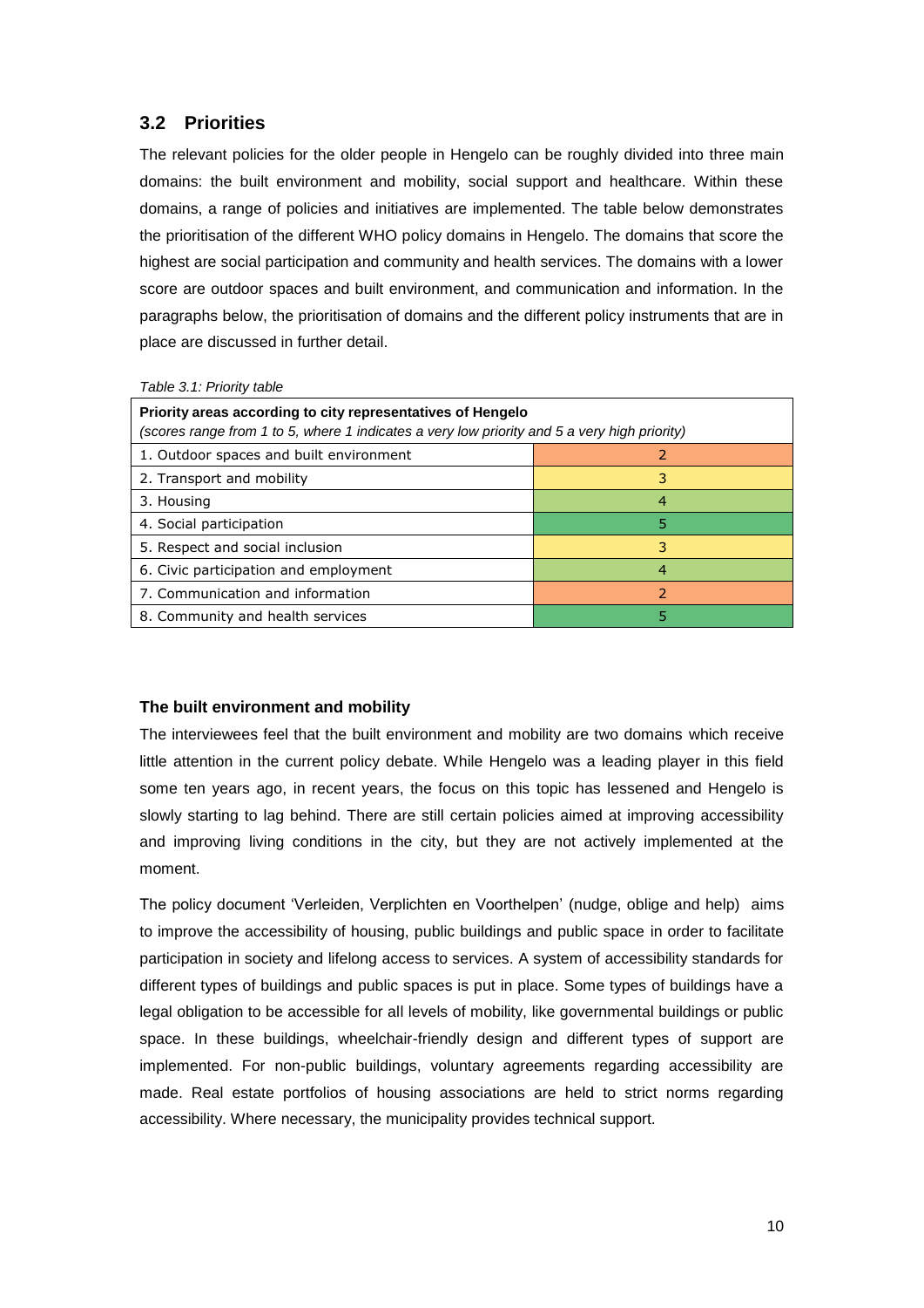## 3.2 Priorities

The relevant policies for the older people in Hengelo can be roughly divided into three main domains: the built environment and mobility, social support and healthcare. Within these domains, a range of policies and initiatives are implemented. The table below demonstrates the prioritisation of the different WHO policy domains in Hengelo. The domains that score the highest are social participation and community and health services. The domains with a lower score are outdoor spaces and built environment, and communication and information. In the paragraphs below, the prioritisation of domains and the different policy instruments that are in place are discussed in further detail.

*Table 3.1: Priority table*

| **Priority areas according to city representatives of Hengelo** *(scores range from 1 to 5, where 1 indicates a very low priority and 5 a very high priority)* | |
|---|---|
| 1. Outdoor spaces and built environment | 2 |
| 2. Transport and mobility | 3 |
| 3. Housing | 4 |
| 4. Social participation | 5 |
| 5. Respect and social inclusion | 3 |
| 6. Civic participation and employment | 4 |
| 7. Communication and information | 2 |
| 8. Community and health services | 5 |

**The built environment and mobility**

The interviewees feel that the built environment and mobility are two domains which receive little attention in the current policy debate. While Hengelo was a leading player in this field some ten years ago, in recent years, the focus on this topic has lessened and Hengelo is slowly starting to lag behind. There are still certain policies aimed at improving accessibility and improving living conditions in the city, but they are not actively implemented at the moment.

The policy document 'Verleiden, Verplichten en Voorthelpen' (nudge, oblige and help) aims to improve the accessibility of housing, public buildings and public space in order to facilitate participation in society and lifelong access to services. A system of accessibility standards for different types of buildings and public spaces is put in place. Some types of buildings have a legal obligation to be accessible for all levels of mobility, like governmental buildings or public space. In these buildings, wheelchair-friendly design and different types of support are implemented. For non-public buildings, voluntary agreements regarding accessibility are made. Real estate portfolios of housing associations are held to strict norms regarding accessibility. Where necessary, the municipality provides technical support.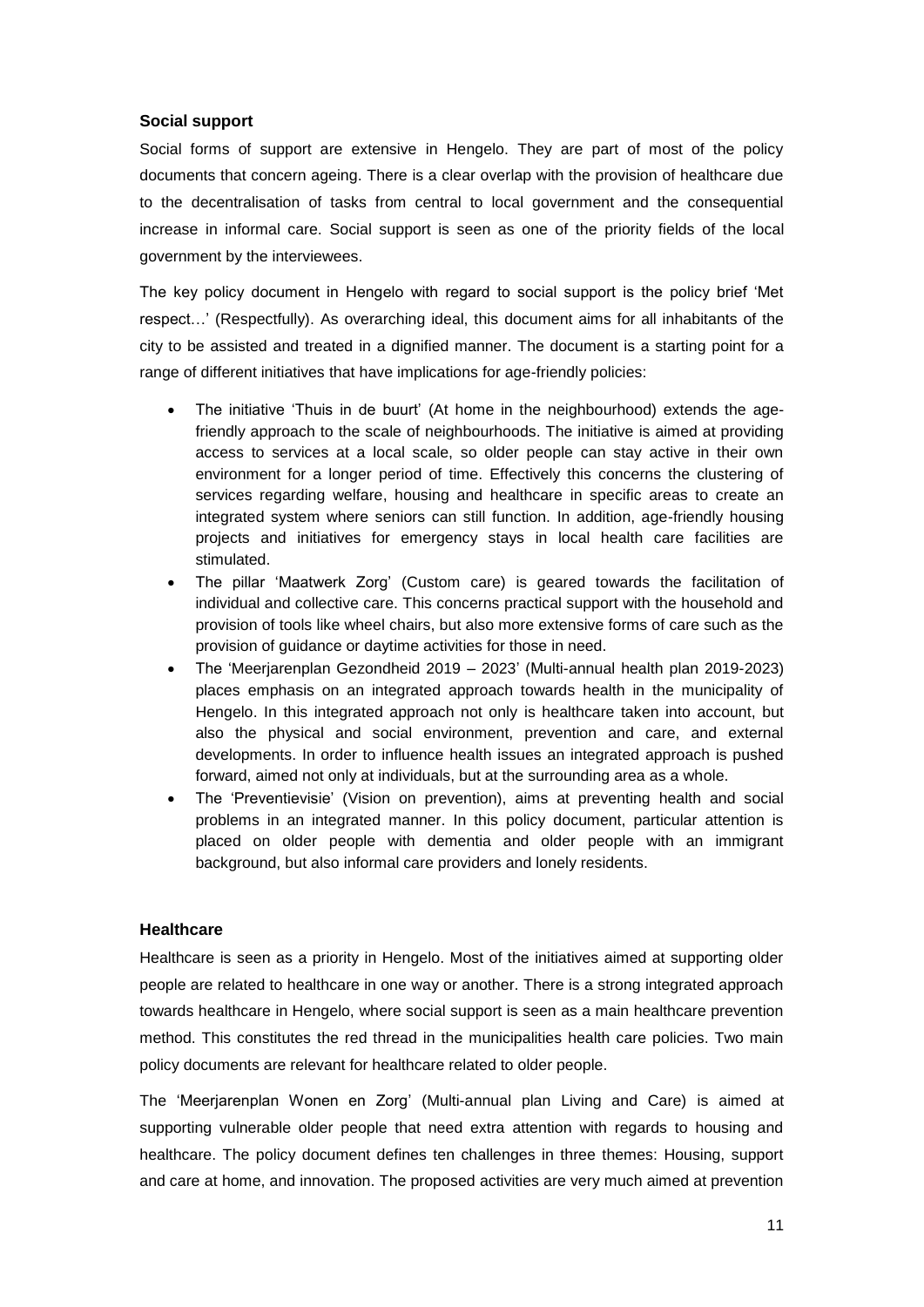### Social support

Social forms of support are extensive in Hengelo. They are part of most of the policy documents that concern ageing. There is a clear overlap with the provision of healthcare due to the decentralisation of tasks from central to local government and the consequential increase in informal care. Social support is seen as one of the priority fields of the local government by the interviewees.

The key policy document in Hengelo with regard to social support is the policy brief 'Met respect…' (Respectfully). As overarching ideal, this document aims for all inhabitants of the city to be assisted and treated in a dignified manner. The document is a starting point for a range of different initiatives that have implications for age-friendly policies:

- The initiative 'Thuis in de buurt' (At home in the neighbourhood) extends the age-friendly approach to the scale of neighbourhoods. The initiative is aimed at providing access to services at a local scale, so older people can stay active in their own environment for a longer period of time. Effectively this concerns the clustering of services regarding welfare, housing and healthcare in specific areas to create an integrated system where seniors can still function. In addition, age-friendly housing projects and initiatives for emergency stays in local health care facilities are stimulated.
- The pillar 'Maatwerk Zorg' (Custom care) is geared towards the facilitation of individual and collective care. This concerns practical support with the household and provision of tools like wheel chairs, but also more extensive forms of care such as the provision of guidance or daytime activities for those in need.
- The 'Meerjarenplan Gezondheid 2019 – 2023' (Multi-annual health plan 2019-2023) places emphasis on an integrated approach towards health in the municipality of Hengelo. In this integrated approach not only is healthcare taken into account, but also the physical and social environment, prevention and care, and external developments. In order to influence health issues an integrated approach is pushed forward, aimed not only at individuals, but at the surrounding area as a whole.
- The 'Preventievisie' (Vision on prevention), aims at preventing health and social problems in an integrated manner. In this policy document, particular attention is placed on older people with dementia and older people with an immigrant background, but also informal care providers and lonely residents.

### Healthcare

Healthcare is seen as a priority in Hengelo. Most of the initiatives aimed at supporting older people are related to healthcare in one way or another. There is a strong integrated approach towards healthcare in Hengelo, where social support is seen as a main healthcare prevention method. This constitutes the red thread in the municipalities health care policies. Two main policy documents are relevant for healthcare related to older people.

The 'Meerjarenplan Wonen en Zorg' (Multi-annual plan Living and Care) is aimed at supporting vulnerable older people that need extra attention with regards to housing and healthcare. The policy document defines ten challenges in three themes: Housing, support and care at home, and innovation. The proposed activities are very much aimed at prevention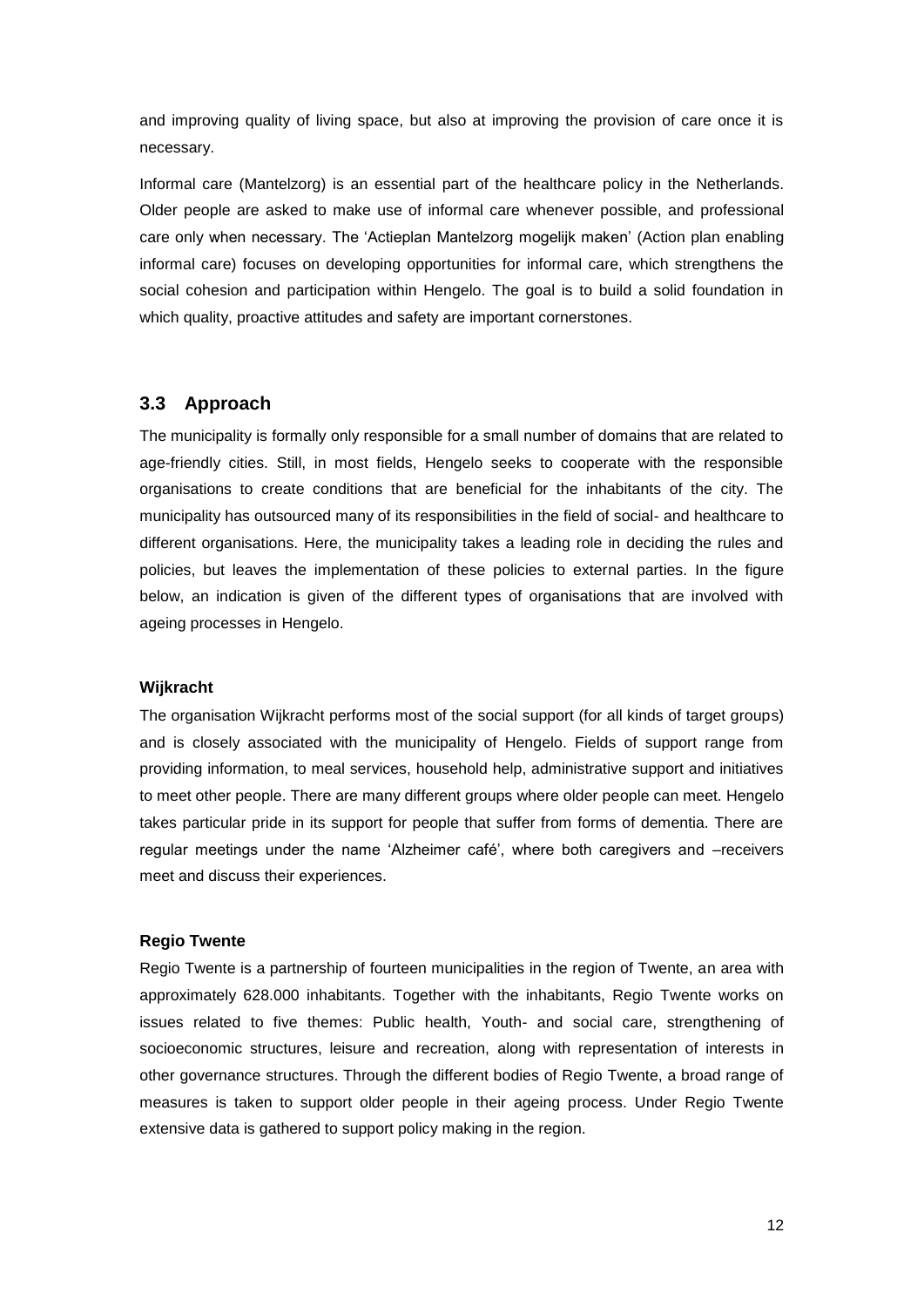and improving quality of living space, but also at improving the provision of care once it is necessary.

Informal care (Mantelzorg) is an essential part of the healthcare policy in the Netherlands. Older people are asked to make use of informal care whenever possible, and professional care only when necessary. The 'Actieplan Mantelzorg mogelijk maken' (Action plan enabling informal care) focuses on developing opportunities for informal care, which strengthens the social cohesion and participation within Hengelo. The goal is to build a solid foundation in which quality, proactive attitudes and safety are important cornerstones.

## 3.3 Approach

The municipality is formally only responsible for a small number of domains that are related to age-friendly cities. Still, in most fields, Hengelo seeks to cooperate with the responsible organisations to create conditions that are beneficial for the inhabitants of the city. The municipality has outsourced many of its responsibilities in the field of social- and healthcare to different organisations. Here, the municipality takes a leading role in deciding the rules and policies, but leaves the implementation of these policies to external parties. In the figure below, an indication is given of the different types of organisations that are involved with ageing processes in Hengelo.

**Wijkracht**

The organisation Wijkracht performs most of the social support (for all kinds of target groups) and is closely associated with the municipality of Hengelo. Fields of support range from providing information, to meal services, household help, administrative support and initiatives to meet other people. There are many different groups where older people can meet. Hengelo takes particular pride in its support for people that suffer from forms of dementia. There are regular meetings under the name 'Alzheimer café', where both caregivers and –receivers meet and discuss their experiences.

**Regio Twente**

Regio Twente is a partnership of fourteen municipalities in the region of Twente, an area with approximately 628.000 inhabitants. Together with the inhabitants, Regio Twente works on issues related to five themes: Public health, Youth- and social care, strengthening of socioeconomic structures, leisure and recreation, along with representation of interests in other governance structures. Through the different bodies of Regio Twente, a broad range of measures is taken to support older people in their ageing process. Under Regio Twente extensive data is gathered to support policy making in the region.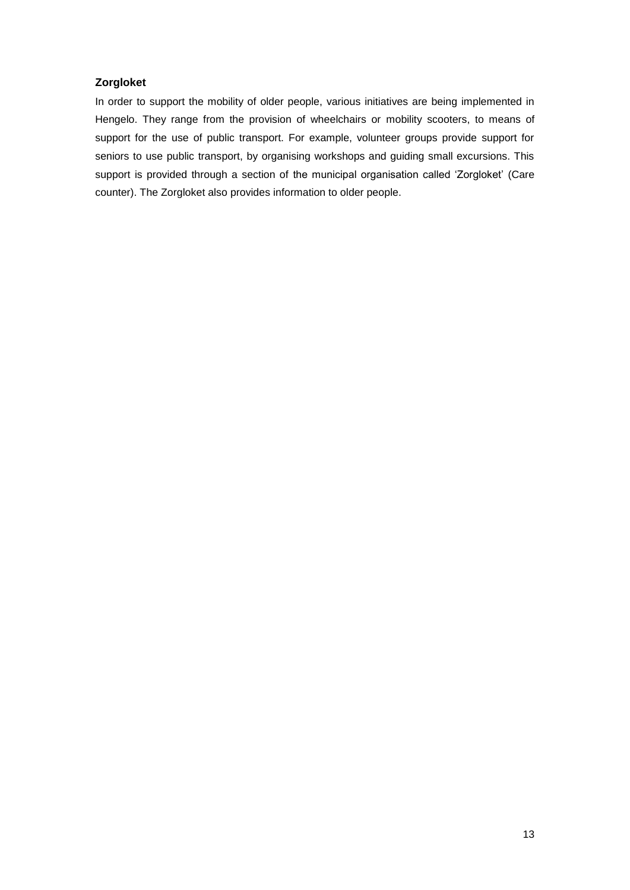**Zorgloket**

In order to support the mobility of older people, various initiatives are being implemented in Hengelo. They range from the provision of wheelchairs or mobility scooters, to means of support for the use of public transport. For example, volunteer groups provide support for seniors to use public transport, by organising workshops and guiding small excursions. This support is provided through a section of the municipal organisation called 'Zorgloket' (Care counter). The Zorgloket also provides information to older people.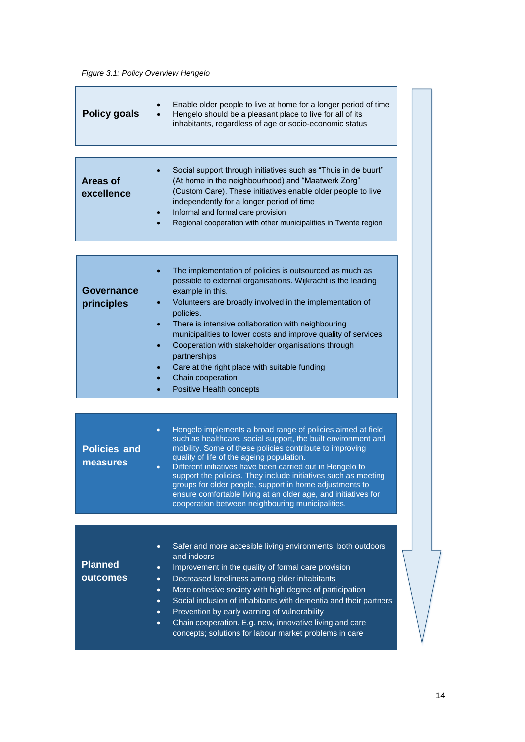*Figure 3.1: Policy Overview Hengelo*

**Policy goals**

- Enable older people to live at home for a longer period of time
- Hengelo should be a pleasant place to live for all of its inhabitants, regardless of age or socio-economic status

**Areas of excellence**

- Social support through initiatives such as "Thuis in de buurt" (At home in the neighbourhood) and "Maatwerk Zorg" (Custom Care). These initiatives enable older people to live independently for a longer period of time
- Informal and formal care provision
- Regional cooperation with other municipalities in Twente region

**Governance principles**

- The implementation of policies is outsourced as much as possible to external organisations. Wijkracht is the leading example in this.
- Volunteers are broadly involved in the implementation of policies.
- There is intensive collaboration with neighbouring municipalities to lower costs and improve quality of services
- Cooperation with stakeholder organisations through partnerships
- Care at the right place with suitable funding
- Chain cooperation
- Positive Health concepts

**Policies and measures**

- Hengelo implements a broad range of policies aimed at field such as healthcare, social support, the built environment and mobility. Some of these policies contribute to improving quality of life of the ageing population.
- Different initiatives have been carried out in Hengelo to support the policies. They include initiatives such as meeting groups for older people, support in home adjustments to ensure comfortable living at an older age, and initiatives for cooperation between neighbouring municipalities.

**Planned outcomes**

- Safer and more accesible living environments, both outdoors and indoors
- Improvement in the quality of formal care provision
- Decreased loneliness among older inhabitants
- More cohesive society with high degree of participation
- Social inclusion of inhabitants with dementia and their partners
- Prevention by early warning of vulnerability
- Chain cooperation. E.g. new, innovative living and care concepts; solutions for labour market problems in care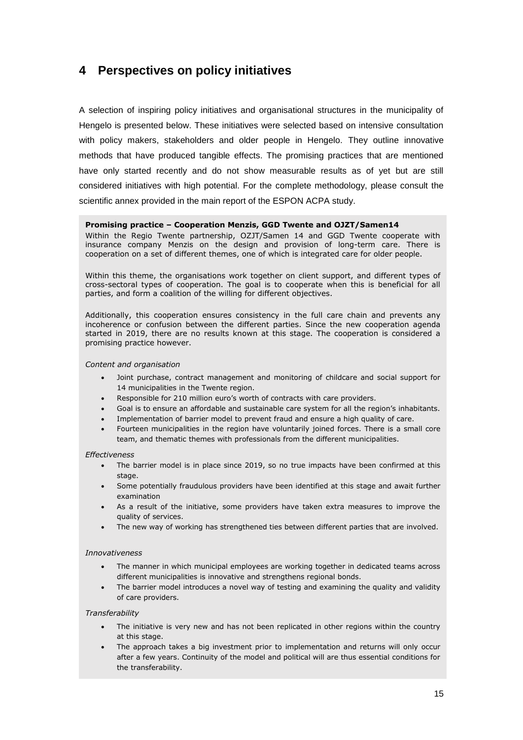# 4 Perspectives on policy initiatives

A selection of inspiring policy initiatives and organisational structures in the municipality of Hengelo is presented below. These initiatives were selected based on intensive consultation with policy makers, stakeholders and older people in Hengelo. They outline innovative methods that have produced tangible effects. The promising practices that are mentioned have only started recently and do not show measurable results as of yet but are still considered initiatives with high potential. For the complete methodology, please consult the scientific annex provided in the main report of the ESPON ACPA study.

**Promising practice – Cooperation Menzis, GGD Twente and OJZT/Samen14**

Within the Regio Twente partnership, OZJT/Samen 14 and GGD Twente cooperate with insurance company Menzis on the design and provision of long-term care. There is cooperation on a set of different themes, one of which is integrated care for older people.

Within this theme, the organisations work together on client support, and different types of cross-sectoral types of cooperation. The goal is to cooperate when this is beneficial for all parties, and form a coalition of the willing for different objectives.

Additionally, this cooperation ensures consistency in the full care chain and prevents any incoherence or confusion between the different parties. Since the new cooperation agenda started in 2019, there are no results known at this stage. The cooperation is considered a promising practice however.

*Content and organisation*

- Joint purchase, contract management and monitoring of childcare and social support for 14 municipalities in the Twente region.
- Responsible for 210 million euro's worth of contracts with care providers.
- Goal is to ensure an affordable and sustainable care system for all the region's inhabitants.
- Implementation of barrier model to prevent fraud and ensure a high quality of care.
- Fourteen municipalities in the region have voluntarily joined forces. There is a small core team, and thematic themes with professionals from the different municipalities.

*Effectiveness*

- The barrier model is in place since 2019, so no true impacts have been confirmed at this stage.
- Some potentially fraudulous providers have been identified at this stage and await further examination
- As a result of the initiative, some providers have taken extra measures to improve the quality of services.
- The new way of working has strengthened ties between different parties that are involved.

*Innovativeness*

- The manner in which municipal employees are working together in dedicated teams across different municipalities is innovative and strengthens regional bonds.
- The barrier model introduces a novel way of testing and examining the quality and validity of care providers.

*Transferability*

- The initiative is very new and has not been replicated in other regions within the country at this stage.
- The approach takes a big investment prior to implementation and returns will only occur after a few years. Continuity of the model and political will are thus essential conditions for the transferability.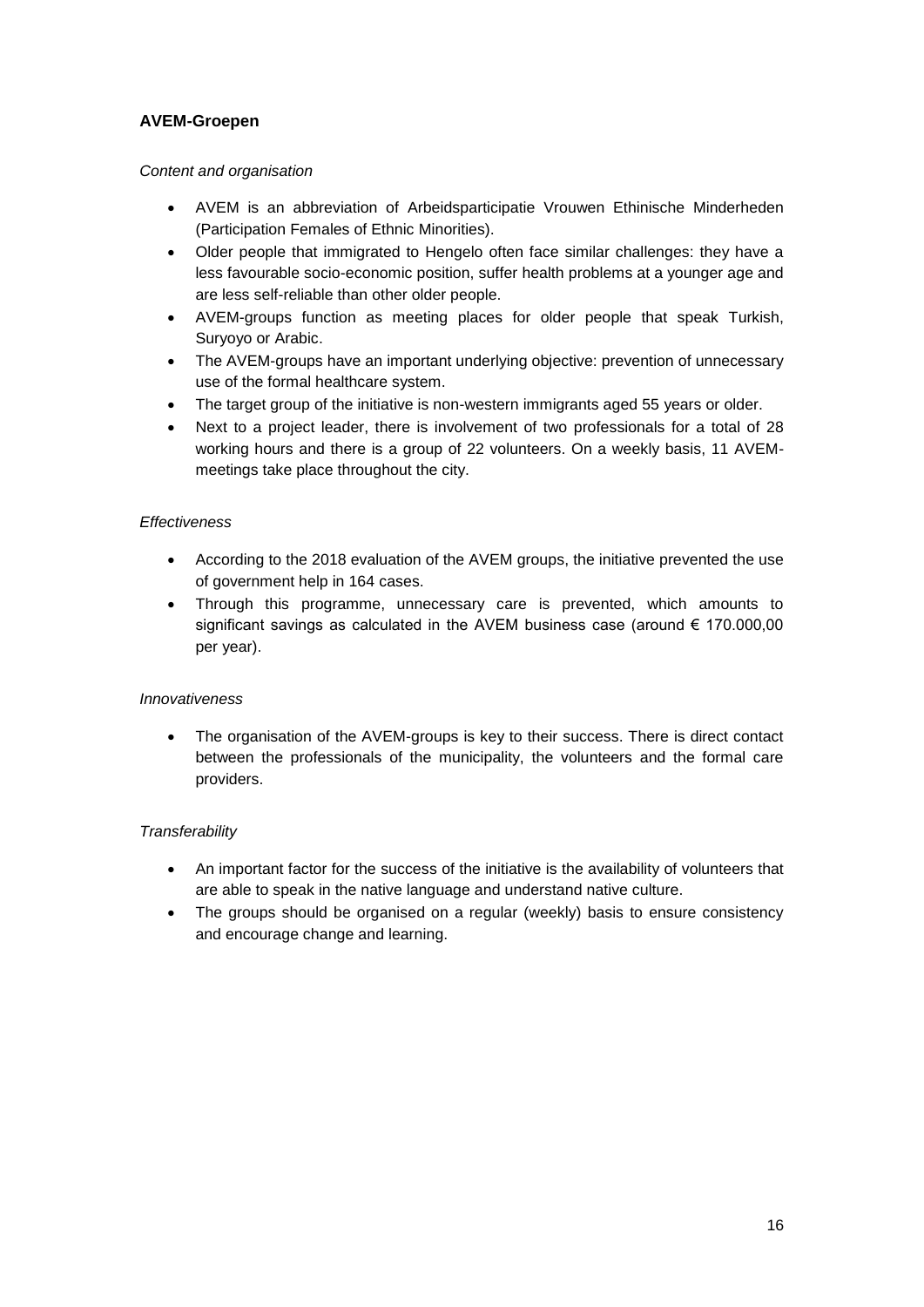### AVEM-Groepen

*Content and organisation*

- AVEM is an abbreviation of Arbeidsparticipatie Vrouwen Ethinische Minderheden (Participation Females of Ethnic Minorities).
- Older people that immigrated to Hengelo often face similar challenges: they have a less favourable socio-economic position, suffer health problems at a younger age and are less self-reliable than other older people.
- AVEM-groups function as meeting places for older people that speak Turkish, Suryoyo or Arabic.
- The AVEM-groups have an important underlying objective: prevention of unnecessary use of the formal healthcare system.
- The target group of the initiative is non-western immigrants aged 55 years or older.
- Next to a project leader, there is involvement of two professionals for a total of 28 working hours and there is a group of 22 volunteers. On a weekly basis, 11 AVEM-meetings take place throughout the city.

*Effectiveness*

- According to the 2018 evaluation of the AVEM groups, the initiative prevented the use of government help in 164 cases.
- Through this programme, unnecessary care is prevented, which amounts to significant savings as calculated in the AVEM business case (around € 170.000,00 per year).

*Innovativeness*

- The organisation of the AVEM-groups is key to their success. There is direct contact between the professionals of the municipality, the volunteers and the formal care providers.

*Transferability*

- An important factor for the success of the initiative is the availability of volunteers that are able to speak in the native language and understand native culture.
- The groups should be organised on a regular (weekly) basis to ensure consistency and encourage change and learning.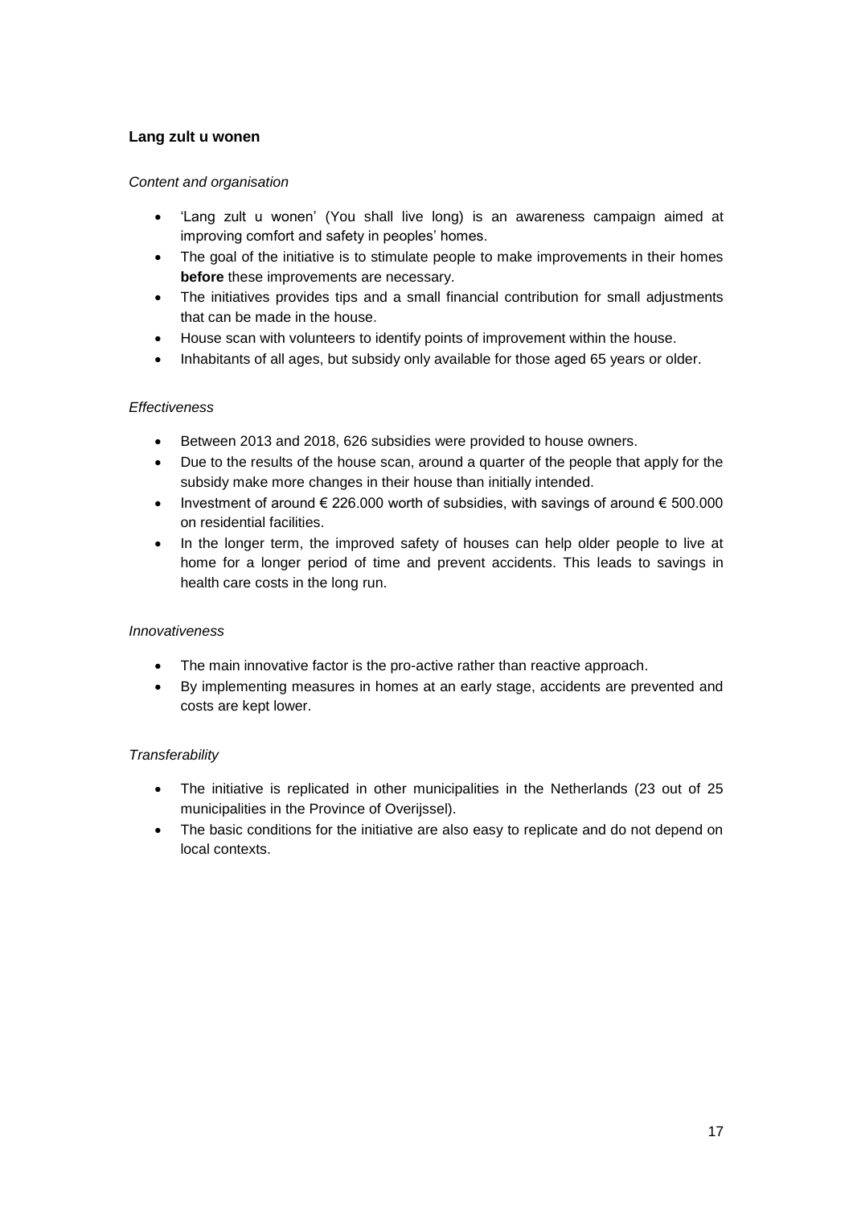### Lang zult u wonen

*Content and organisation*

- 'Lang zult u wonen' (You shall live long) is an awareness campaign aimed at improving comfort and safety in peoples' homes.
- The goal of the initiative is to stimulate people to make improvements in their homes **before** these improvements are necessary.
- The initiatives provides tips and a small financial contribution for small adjustments that can be made in the house.
- House scan with volunteers to identify points of improvement within the house.
- Inhabitants of all ages, but subsidy only available for those aged 65 years or older.

*Effectiveness*

- Between 2013 and 2018, 626 subsidies were provided to house owners.
- Due to the results of the house scan, around a quarter of the people that apply for the subsidy make more changes in their house than initially intended.
- Investment of around € 226.000 worth of subsidies, with savings of around € 500.000 on residential facilities.
- In the longer term, the improved safety of houses can help older people to live at home for a longer period of time and prevent accidents. This leads to savings in health care costs in the long run.

*Innovativeness*

- The main innovative factor is the pro-active rather than reactive approach.
- By implementing measures in homes at an early stage, accidents are prevented and costs are kept lower.

*Transferability*

- The initiative is replicated in other municipalities in the Netherlands (23 out of 25 municipalities in the Province of Overijssel).
- The basic conditions for the initiative are also easy to replicate and do not depend on local contexts.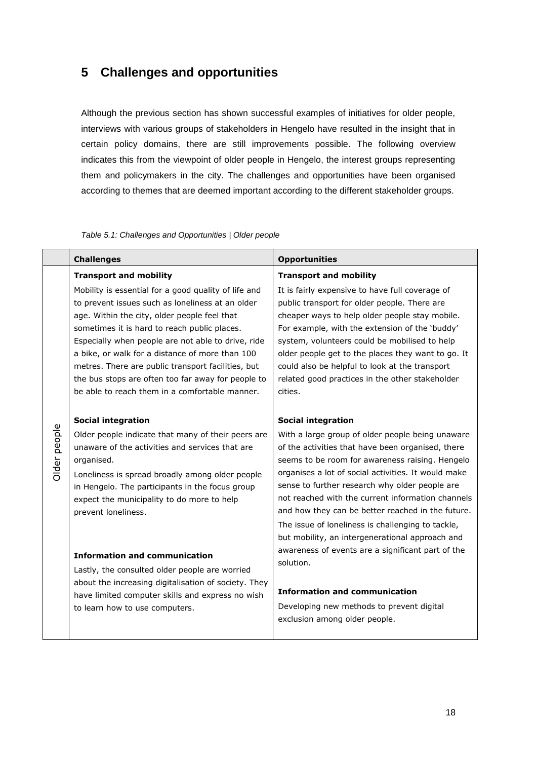## 5 Challenges and opportunities

Although the previous section has shown successful examples of initiatives for older people, interviews with various groups of stakeholders in Hengelo have resulted in the insight that in certain policy domains, there are still improvements possible. The following overview indicates this from the viewpoint of older people in Hengelo, the interest groups representing them and policymakers in the city. The challenges and opportunities have been organised according to themes that are deemed important according to the different stakeholder groups.

*Table 5.1: Challenges and Opportunities | Older people*

| | Challenges | Opportunities |
|---|---|---|
| Older people | **Transport and mobility**<br>Mobility is essential for a good quality of life and to prevent issues such as loneliness at an older age. Within the city, older people feel that sometimes it is hard to reach public places. Especially when people are not able to drive, ride a bike, or walk for a distance of more than 100 metres. There are public transport facilities, but the bus stops are often too far away for people to be able to reach them in a comfortable manner. | **Transport and mobility**<br>It is fairly expensive to have full coverage of public transport for older people. There are cheaper ways to help older people stay mobile. For example, with the extension of the 'buddy' system, volunteers could be mobilised to help older people get to the places they want to go. It could also be helpful to look at the transport related good practices in the other stakeholder cities. |
| | **Social integration**<br>Older people indicate that many of their peers are unaware of the activities and services that are organised.<br>Loneliness is spread broadly among older people in Hengelo. The participants in the focus group expect the municipality to do more to help prevent loneliness. | **Social integration**<br>With a large group of older people being unaware of the activities that have been organised, there seems to be room for awareness raising. Hengelo organises a lot of social activities. It would make sense to further research why older people are not reached with the current information channels and how they can be better reached in the future.<br>The issue of loneliness is challenging to tackle, but mobility, an intergenerational approach and awareness of events are a significant part of the solution. |
| | **Information and communication**<br>Lastly, the consulted older people are worried about the increasing digitalisation of society. They have limited computer skills and express no wish to learn how to use computers. | **Information and communication**<br>Developing new methods to prevent digital exclusion among older people. |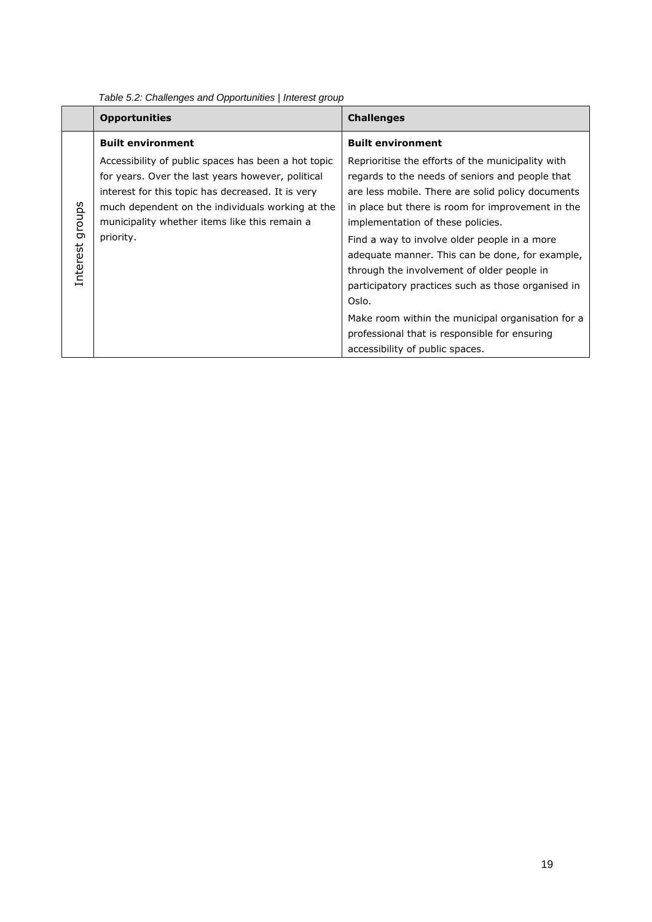*Table 5.2: Challenges and Opportunities | Interest group*

| | Opportunities | Challenges |
|---|---|---|
| Interest groups | **Built environment**<br><br>Accessibility of public spaces has been a hot topic for years. Over the last years however, political interest for this topic has decreased. It is very much dependent on the individuals working at the municipality whether items like this remain a priority. | **Built environment**<br><br>Reprioritise the efforts of the municipality with regards to the needs of seniors and people that are less mobile. There are solid policy documents in place but there is room for improvement in the implementation of these policies.<br><br>Find a way to involve older people in a more adequate manner. This can be done, for example, through the involvement of older people in participatory practices such as those organised in Oslo.<br><br>Make room within the municipal organisation for a professional that is responsible for ensuring accessibility of public spaces. |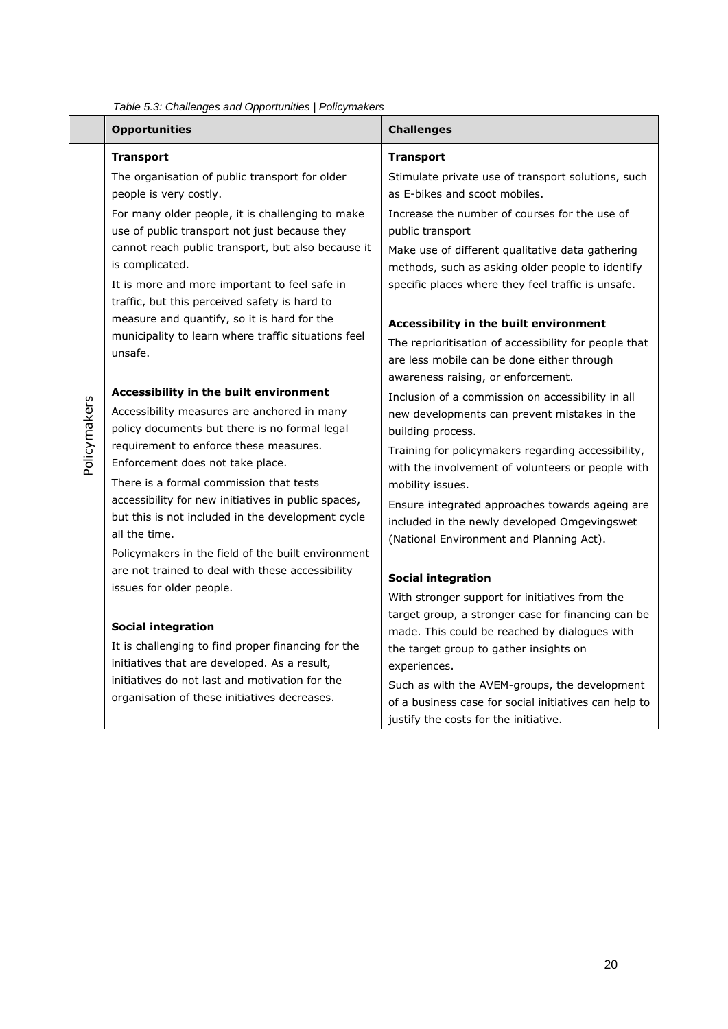*Table 5.3: Challenges and Opportunities | Policymakers*

| | Opportunities | Challenges |
|---|---|---|
| Policymakers | **Transport**<br>The organisation of public transport for older people is very costly.<br>For many older people, it is challenging to make use of public transport not just because they cannot reach public transport, but also because it is complicated.<br>It is more and more important to feel safe in traffic, but this perceived safety is hard to measure and quantify, so it is hard for the municipality to learn where traffic situations feel unsafe.<br><br>**Accessibility in the built environment**<br>Accessibility measures are anchored in many policy documents but there is no formal legal requirement to enforce these measures. Enforcement does not take place.<br>There is a formal commission that tests accessibility for new initiatives in public spaces, but this is not included in the development cycle all the time.<br>Policymakers in the field of the built environment are not trained to deal with these accessibility issues for older people.<br><br>**Social integration**<br>It is challenging to find proper financing for the initiatives that are developed. As a result, initiatives do not last and motivation for the organisation of these initiatives decreases. | **Transport**<br>Stimulate private use of transport solutions, such as E-bikes and scoot mobiles.<br>Increase the number of courses for the use of public transport<br>Make use of different qualitative data gathering methods, such as asking older people to identify specific places where they feel traffic is unsafe.<br><br>**Accessibility in the built environment**<br>The reprioritisation of accessibility for people that are less mobile can be done either through awareness raising, or enforcement.<br>Inclusion of a commission on accessibility in all new developments can prevent mistakes in the building process.<br>Training for policymakers regarding accessibility, with the involvement of volunteers or people with mobility issues.<br>Ensure integrated approaches towards ageing are included in the newly developed Omgevingswet (National Environment and Planning Act).<br><br>**Social integration**<br>With stronger support for initiatives from the target group, a stronger case for financing can be made. This could be reached by dialogues with the target group to gather insights on experiences.<br>Such as with the AVEM-groups, the development of a business case for social initiatives can help to justify the costs for the initiative. |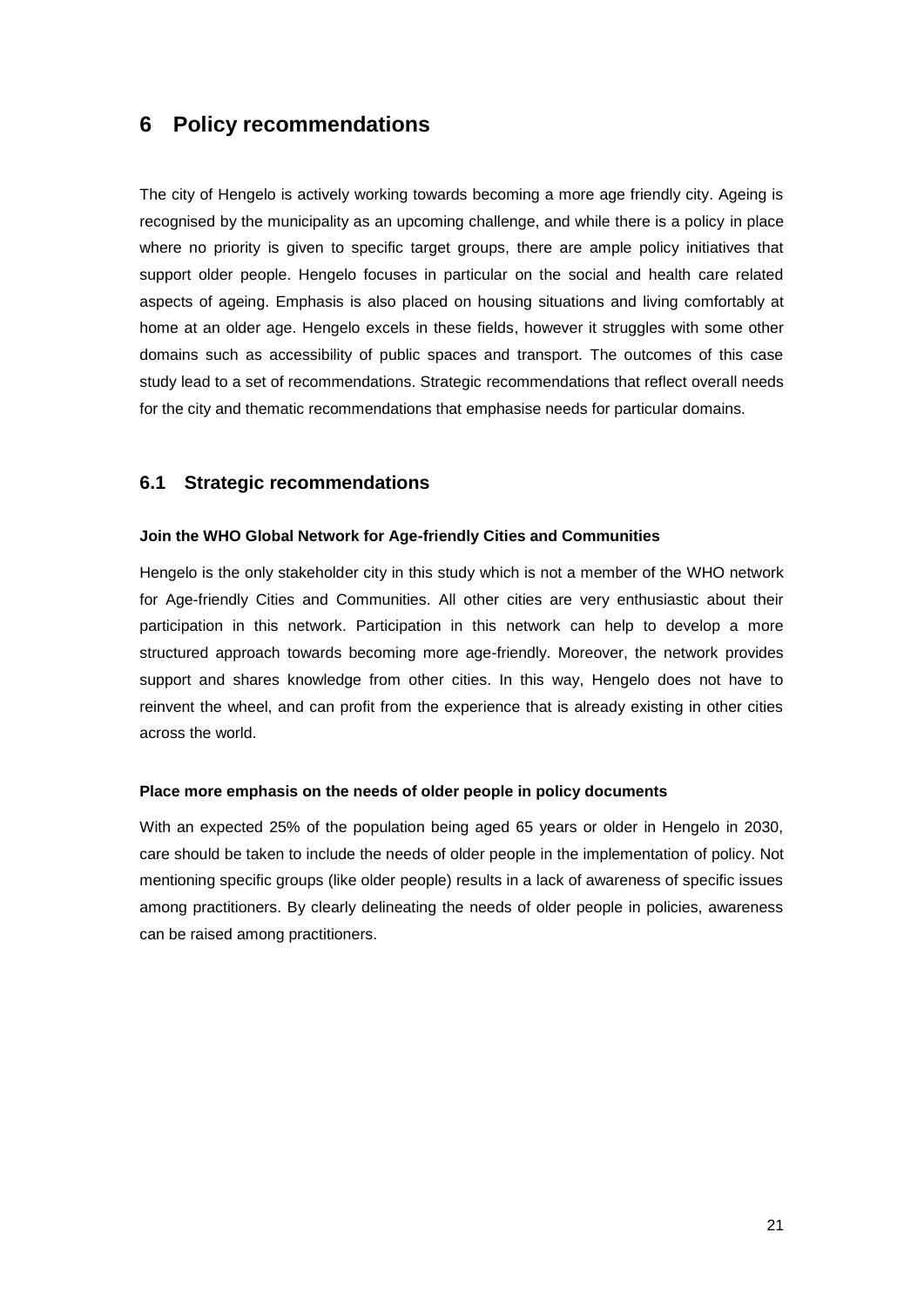# 6 Policy recommendations

The city of Hengelo is actively working towards becoming a more age friendly city. Ageing is recognised by the municipality as an upcoming challenge, and while there is a policy in place where no priority is given to specific target groups, there are ample policy initiatives that support older people. Hengelo focuses in particular on the social and health care related aspects of ageing. Emphasis is also placed on housing situations and living comfortably at home at an older age. Hengelo excels in these fields, however it struggles with some other domains such as accessibility of public spaces and transport. The outcomes of this case study lead to a set of recommendations. Strategic recommendations that reflect overall needs for the city and thematic recommendations that emphasise needs for particular domains.

## 6.1 Strategic recommendations

**Join the WHO Global Network for Age-friendly Cities and Communities**

Hengelo is the only stakeholder city in this study which is not a member of the WHO network for Age-friendly Cities and Communities. All other cities are very enthusiastic about their participation in this network. Participation in this network can help to develop a more structured approach towards becoming more age-friendly. Moreover, the network provides support and shares knowledge from other cities. In this way, Hengelo does not have to reinvent the wheel, and can profit from the experience that is already existing in other cities across the world.

**Place more emphasis on the needs of older people in policy documents**

With an expected 25% of the population being aged 65 years or older in Hengelo in 2030, care should be taken to include the needs of older people in the implementation of policy. Not mentioning specific groups (like older people) results in a lack of awareness of specific issues among practitioners. By clearly delineating the needs of older people in policies, awareness can be raised among practitioners.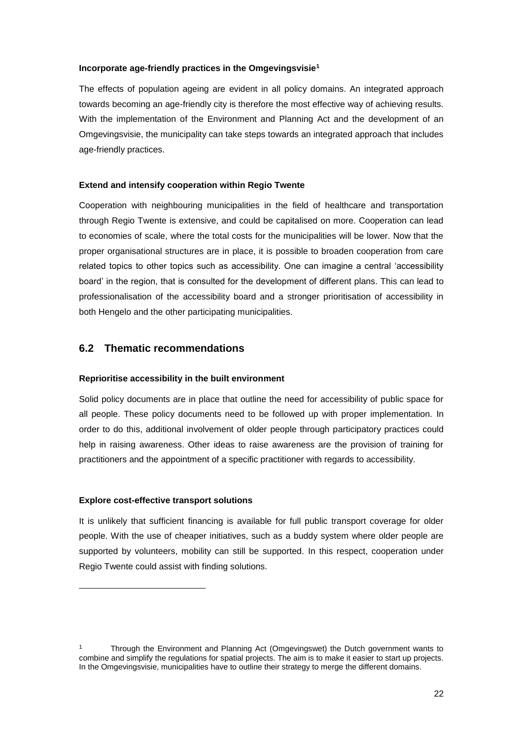**Incorporate age-friendly practices in the Omgevingsvisie[1]**

The effects of population ageing are evident in all policy domains. An integrated approach towards becoming an age-friendly city is therefore the most effective way of achieving results. With the implementation of the Environment and Planning Act and the development of an Omgevingsvisie, the municipality can take steps towards an integrated approach that includes age-friendly practices.

**Extend and intensify cooperation within Regio Twente**

Cooperation with neighbouring municipalities in the field of healthcare and transportation through Regio Twente is extensive, and could be capitalised on more. Cooperation can lead to economies of scale, where the total costs for the municipalities will be lower. Now that the proper organisational structures are in place, it is possible to broaden cooperation from care related topics to other topics such as accessibility. One can imagine a central 'accessibility board' in the region, that is consulted for the development of different plans. This can lead to professionalisation of the accessibility board and a stronger prioritisation of accessibility in both Hengelo and the other participating municipalities.

## 6.2 Thematic recommendations

**Reprioritise accessibility in the built environment**

Solid policy documents are in place that outline the need for accessibility of public space for all people. These policy documents need to be followed up with proper implementation. In order to do this, additional involvement of older people through participatory practices could help in raising awareness. Other ideas to raise awareness are the provision of training for practitioners and the appointment of a specific practitioner with regards to accessibility.

**Explore cost-effective transport solutions**

It is unlikely that sufficient financing is available for full public transport coverage for older people. With the use of cheaper initiatives, such as a buddy system where older people are supported by volunteers, mobility can still be supported. In this respect, cooperation under Regio Twente could assist with finding solutions.

---

[1] Through the Environment and Planning Act (Omgevingswet) the Dutch government wants to combine and simplify the regulations for spatial projects. The aim is to make it easier to start up projects. In the Omgevingsvisie, municipalities have to outline their strategy to merge the different domains.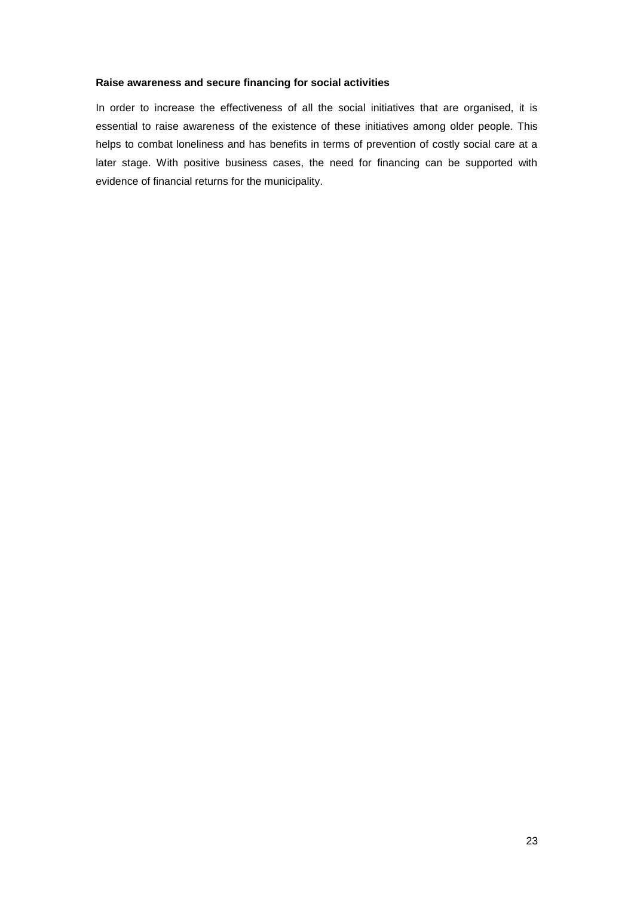**Raise awareness and secure financing for social activities**

In order to increase the effectiveness of all the social initiatives that are organised, it is essential to raise awareness of the existence of these initiatives among older people. This helps to combat loneliness and has benefits in terms of prevention of costly social care at a later stage. With positive business cases, the need for financing can be supported with evidence of financial returns for the municipality.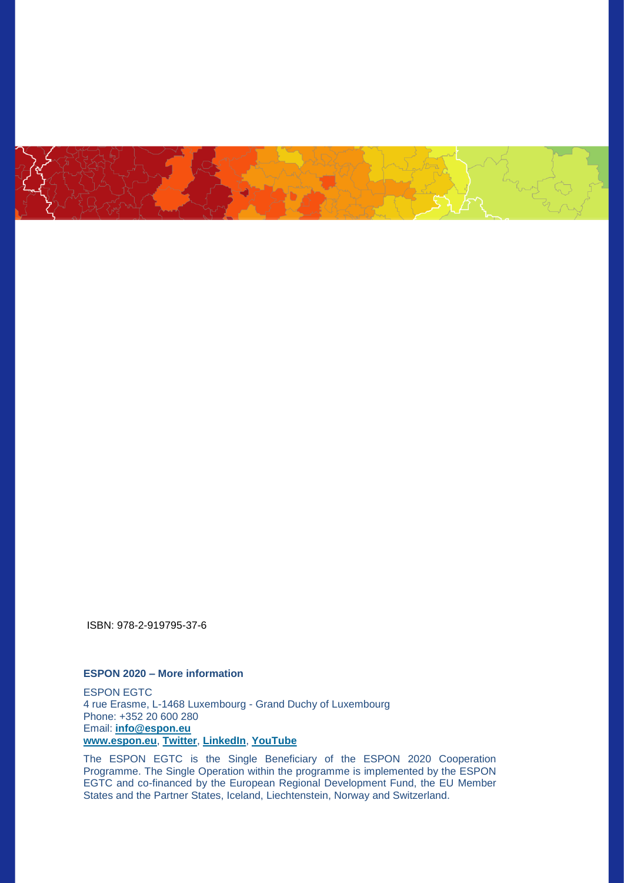ISBN: 978-2-919795-37-6

**ESPON 2020 – More information**

ESPON EGTC
4 rue Erasme, L-1468 Luxembourg - Grand Duchy of Luxembourg
Phone: +352 20 600 280
Email: **info@espon.eu**
**www.espon.eu**, **Twitter**, **LinkedIn**, **YouTube**

The ESPON EGTC is the Single Beneficiary of the ESPON 2020 Cooperation Programme. The Single Operation within the programme is implemented by the ESPON EGTC and co-financed by the European Regional Development Fund, the EU Member States and the Partner States, Iceland, Liechtenstein, Norway and Switzerland.